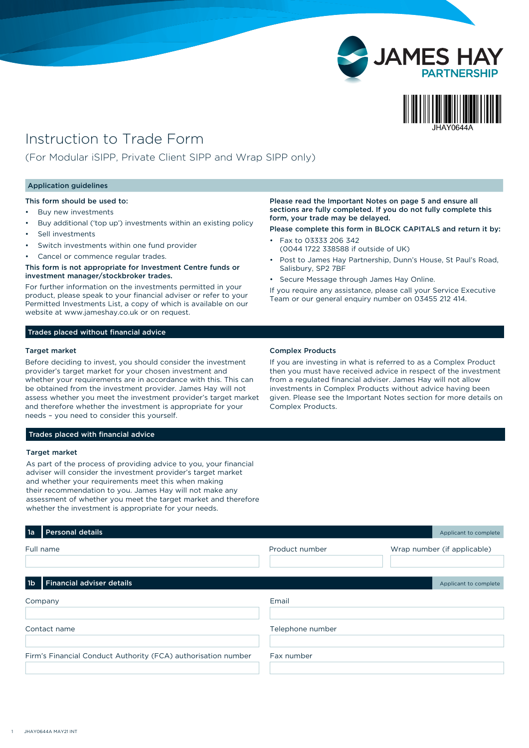JAMES HAY PARTNERSHIP

JHAY0644A

# Instruction to Trade Form

(For Modular iSIPP, Private Client SIPP and Wrap SIPP only)

## Application guidelines

**This form should be used to:**

- Buy new investments
- Buy additional ('top up') investments within an existing policy
- Sell investments
- Switch investments within one fund provider
- Cancel or commence regular trades.

**This form is not appropriate for Investment Centre funds or investment manager/stockbroker trades.**

For further information on the investments permitted in your product, please speak to your financial adviser or refer to your Permitted Investments List, a copy of which is available on our website at www.jameshay.co.uk or on request.

**Please read the Important Notes on page 5 and ensure all sections are fully completed. If you do not fully complete this form, your trade may be delayed.**

**Please complete this form in BLOCK CAPITALS and return it by:**

- Fax to 03333 206 342
  (0044 1722 338588 if outside of UK)
- Post to James Hay Partnership, Dunn's House, St Paul's Road, Salisbury, SP2 7BF
- Secure Message through James Hay Online.

If you require any assistance, please call your Service Executive Team or our general enquiry number on 03455 212 414.

## Trades placed without financial advice

### Target market

Before deciding to invest, you should consider the investment provider's target market for your chosen investment and whether your requirements are in accordance with this. This can be obtained from the investment provider. James Hay will not assess whether you meet the investment provider's target market and therefore whether the investment is appropriate for your needs – you need to consider this yourself.

### Complex Products

If you are investing in what is referred to as a Complex Product then you must have received advice in respect of the investment from a regulated financial adviser. James Hay will not allow investments in Complex Products without advice having been given. Please see the Important Notes section for more details on Complex Products.

## Trades placed with financial advice

### Target market

As part of the process of providing advice to you, your financial adviser will consider the investment provider's target market and whether your requirements meet this when making their recommendation to you. James Hay will not make any assessment of whether you meet the target market and therefore whether the investment is appropriate for your needs.

## 1a Personal details

*Applicant to complete*

| Full name | Product number | Wrap number (if applicable) |
|---|---|---|
| | | |

## 1b Financial adviser details

*Applicant to complete*

| | |
|---|---|
| Company | Email |
| | |
| Contact name | Telephone number |
| | |
| Firm's Financial Conduct Authority (FCA) authorisation number | Fax number |
| | |

JHAY0644A MAY21 INT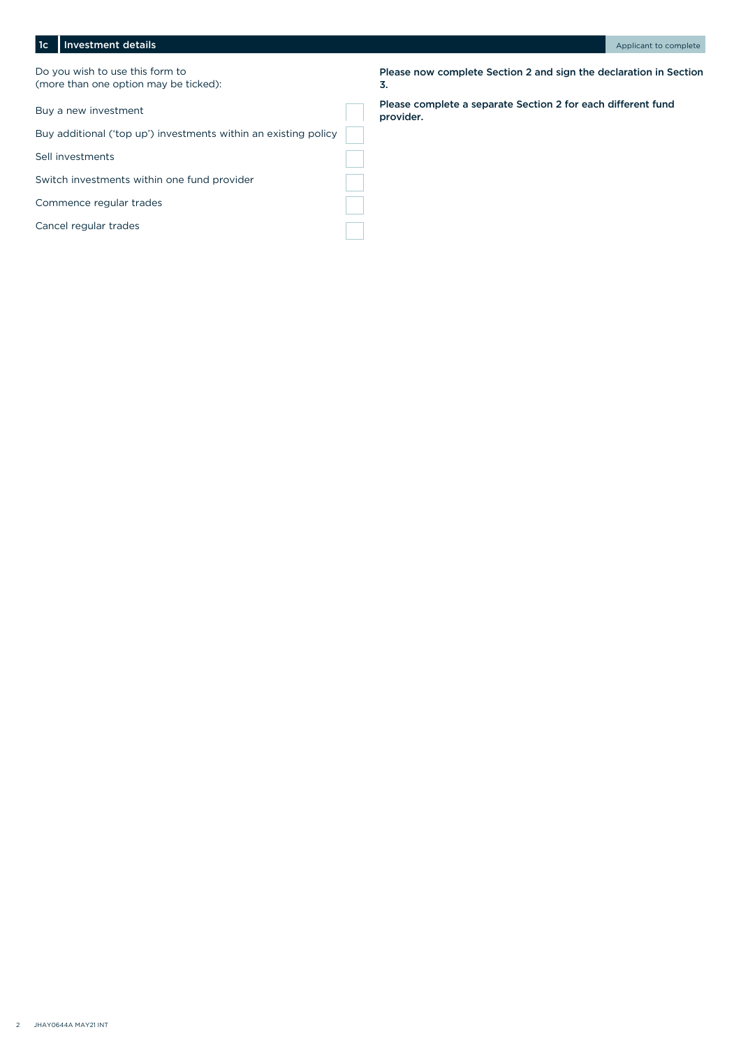## 1c Investment details

Applicant to complete

Do you wish to use this form to
(more than one option may be ticked):

- Buy a new investment ☐
- Buy additional ('top up') investments within an existing policy ☐
- Sell investments ☐
- Switch investments within one fund provider ☐
- Commence regular trades ☐
- Cancel regular trades ☐

**Please now complete Section 2 and sign the declaration in Section 3.**

**Please complete a separate Section 2 for each different fund provider.**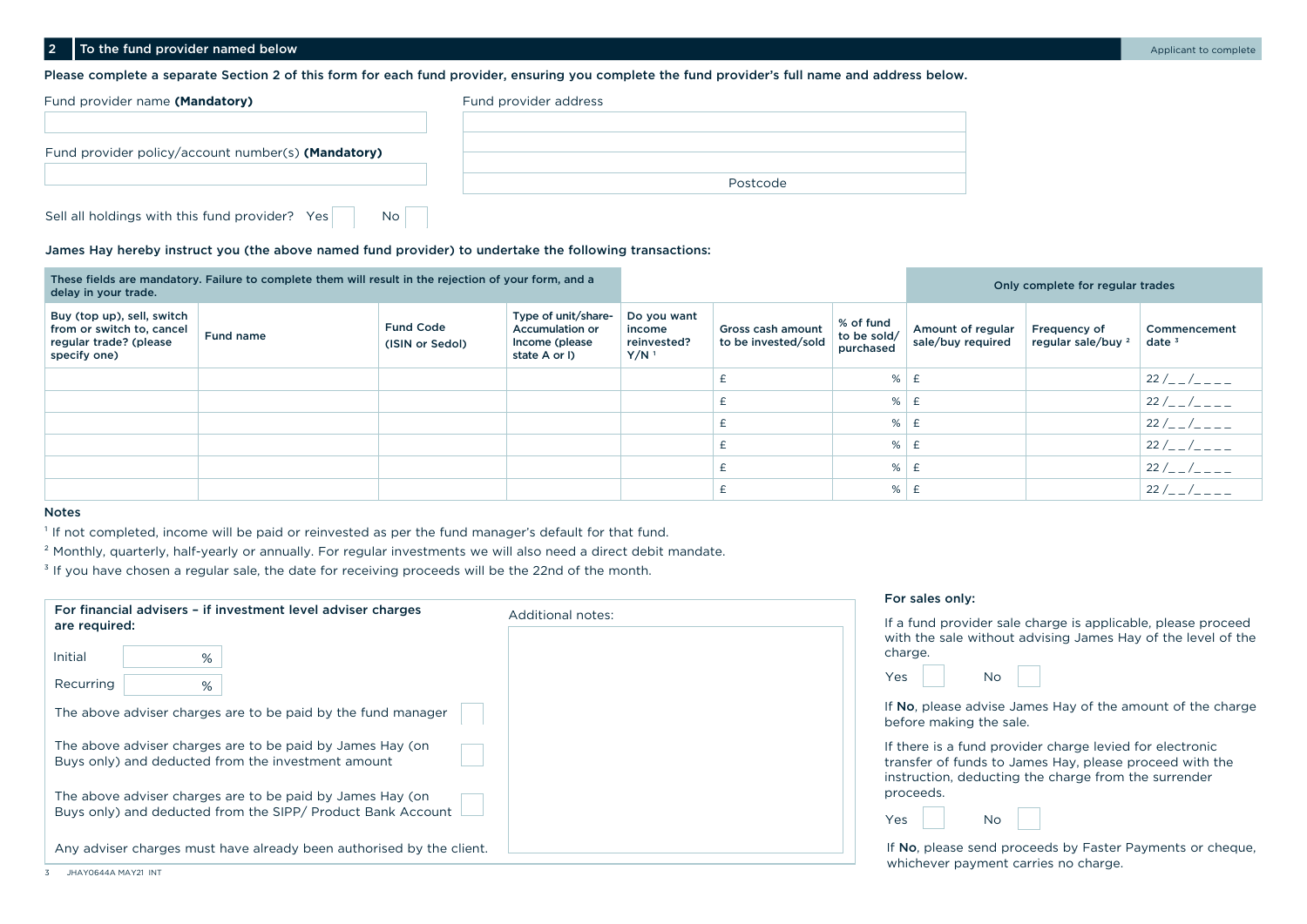## 2 To the fund provider named below

Applicant to complete

**Please complete a separate Section 2 of this form for each fund provider, ensuring you complete the fund provider's full name and address below.**

Fund provider name **(Mandatory)**

Fund provider policy/account number(s) **(Mandatory)**

Fund provider address

Postcode

Sell all holdings with this fund provider? Yes ☐ No ☐

**James Hay hereby instruct you (the above named fund provider) to undertake the following transactions:**

| These fields are mandatory. Failure to complete them will result in the rejection of your form, and a delay in your trade. | | | | | | | Only complete for regular trades | | |
|---|---|---|---|---|---|---|---|---|---|
| Buy (top up), sell, switch from or switch to, cancel regular trade? (please specify one) | Fund name | Fund Code (ISIN or Sedol) | Type of unit/share- Accumulation or Income (please state A or I) | Do you want income reinvested? Y/N [1] | Gross cash amount to be invested/sold | % of fund to be sold/ purchased | Amount of regular sale/buy required | Frequency of regular sale/buy [2] | Commencement date [3] |
| | | | | | £ | % | £ | | 22 /_ _/_ _ _ _ |
| | | | | | £ | % | £ | | 22 /_ _/_ _ _ _ |
| | | | | | £ | % | £ | | 22 /_ _/_ _ _ _ |
| | | | | | £ | % | £ | | 22 /_ _/_ _ _ _ |
| | | | | | £ | % | £ | | 22 /_ _/_ _ _ _ |
| | | | | | £ | % | £ | | 22 /_ _/_ _ _ _ |

**Notes**

[1] If not completed, income will be paid or reinvested as per the fund manager's default for that fund.

[2] Monthly, quarterly, half-yearly or annually. For regular investments we will also need a direct debit mandate.

[3] If you have chosen a regular sale, the date for receiving proceeds will be the 22nd of the month.

**For financial advisers – if investment level adviser charges are required:**

Initial %

Recurring %

The above adviser charges are to be paid by the fund manager ☐

The above adviser charges are to be paid by James Hay (on Buys only) and deducted from the investment amount ☐

The above adviser charges are to be paid by James Hay (on Buys only) and deducted from the SIPP/ Product Bank Account ☐

Any adviser charges must have already been authorised by the client.

Additional notes:

**For sales only:**

If a fund provider sale charge is applicable, please proceed with the sale without advising James Hay of the level of the charge.

Yes ☐ No ☐

If **No**, please advise James Hay of the amount of the charge before making the sale.

If there is a fund provider charge levied for electronic transfer of funds to James Hay, please proceed with the instruction, deducting the charge from the surrender proceeds.

Yes ☐ No ☐

If **No**, please send proceeds by Faster Payments or cheque, whichever payment carries no charge.

JHAY0644A MAY21 INT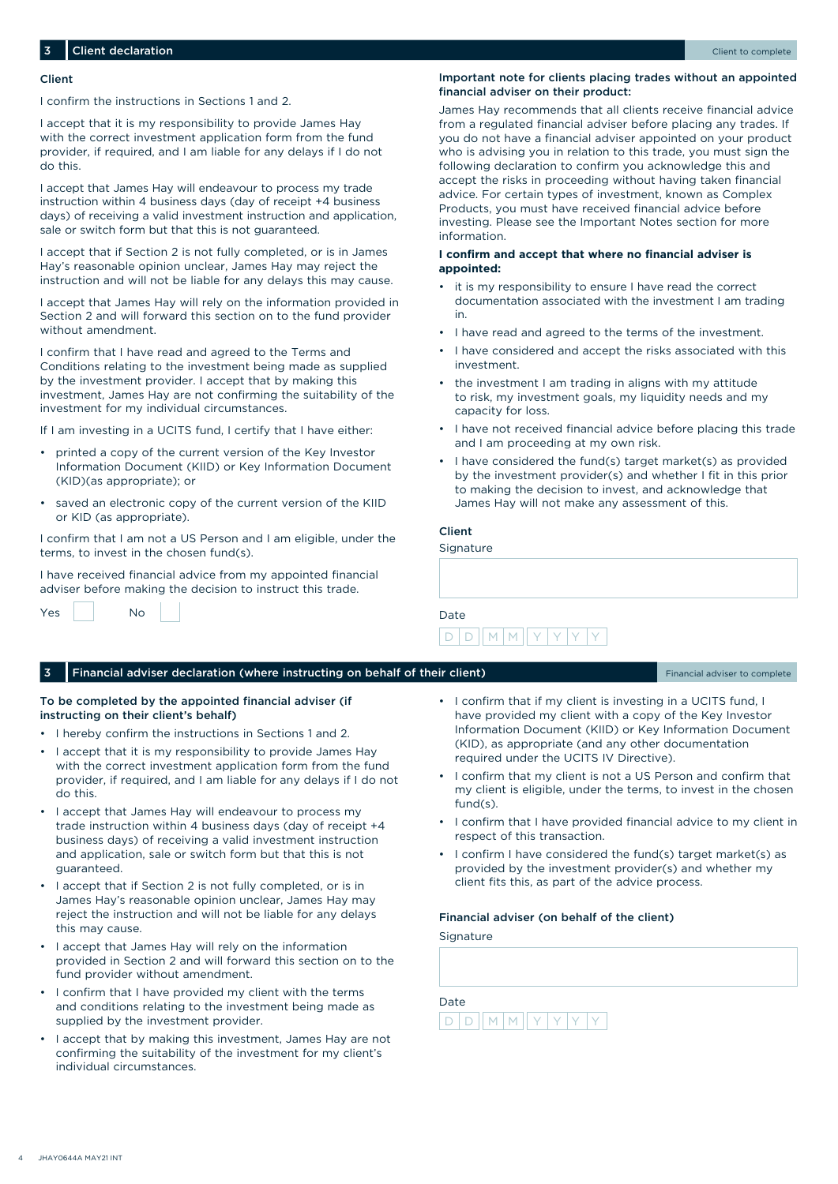## 3 Client declaration

Client to complete

**Client**

I confirm the instructions in Sections 1 and 2.

I accept that it is my responsibility to provide James Hay with the correct investment application form from the fund provider, if required, and I am liable for any delays if I do not do this.

I accept that James Hay will endeavour to process my trade instruction within 4 business days (day of receipt +4 business days) of receiving a valid investment instruction and application, sale or switch form but that this is not guaranteed.

I accept that if Section 2 is not fully completed, or is in James Hay's reasonable opinion unclear, James Hay may reject the instruction and will not be liable for any delays this may cause.

I accept that James Hay will rely on the information provided in Section 2 and will forward this section on to the fund provider without amendment.

I confirm that I have read and agreed to the Terms and Conditions relating to the investment being made as supplied by the investment provider. I accept that by making this investment, James Hay are not confirming the suitability of the investment for my individual circumstances.

If I am investing in a UCITS fund, I certify that I have either:

- printed a copy of the current version of the Key Investor Information Document (KIID) or Key Information Document (KID)(as appropriate); or
- saved an electronic copy of the current version of the KIID or KID (as appropriate).

I confirm that I am not a US Person and I am eligible, under the terms, to invest in the chosen fund(s).

I have received financial advice from my appointed financial adviser before making the decision to instruct this trade.

Yes ☐ No ☐

**Important note for clients placing trades without an appointed financial adviser on their product:**

James Hay recommends that all clients receive financial advice from a regulated financial adviser before placing any trades. If you do not have a financial adviser appointed on your product who is advising you in relation to this trade, you must sign the following declaration to confirm you acknowledge this and accept the risks in proceeding without having taken financial advice. For certain types of investment, known as Complex Products, you must have received financial advice before investing. Please see the Important Notes section for more information.

**I confirm and accept that where no financial adviser is appointed:**

- it is my responsibility to ensure I have read the correct documentation associated with the investment I am trading in.
- I have read and agreed to the terms of the investment.
- I have considered and accept the risks associated with this investment.
- the investment I am trading in aligns with my attitude to risk, my investment goals, my liquidity needs and my capacity for loss.
- I have not received financial advice before placing this trade and I am proceeding at my own risk.
- I have considered the fund(s) target market(s) as provided by the investment provider(s) and whether I fit in this prior to making the decision to invest, and acknowledge that James Hay will not make any assessment of this.

**Client**

Signature

Date

D D M M Y Y Y Y

## 3 Financial adviser declaration (where instructing on behalf of their client)

Financial adviser to complete

**To be completed by the appointed financial adviser (if instructing on their client's behalf)**

- I hereby confirm the instructions in Sections 1 and 2.
- I accept that it is my responsibility to provide James Hay with the correct investment application form from the fund provider, if required, and I am liable for any delays if I do not do this.
- I accept that James Hay will endeavour to process my trade instruction within 4 business days (day of receipt +4 business days) of receiving a valid investment instruction and application, sale or switch form but that this is not guaranteed.
- I accept that if Section 2 is not fully completed, or is in James Hay's reasonable opinion unclear, James Hay may reject the instruction and will not be liable for any delays this may cause.
- I accept that James Hay will rely on the information provided in Section 2 and will forward this section on to the fund provider without amendment.
- I confirm that I have provided my client with the terms and conditions relating to the investment being made as supplied by the investment provider.
- I accept that by making this investment, James Hay are not confirming the suitability of the investment for my client's individual circumstances.
- I confirm that if my client is investing in a UCITS fund, I have provided my client with a copy of the Key Investor Information Document (KIID) or Key Information Document (KID), as appropriate (and any other documentation required under the UCITS IV Directive).
- I confirm that my client is not a US Person and confirm that my client is eligible, under the terms, to invest in the chosen fund(s).
- I confirm that I have provided financial advice to my client in respect of this transaction.
- I confirm I have considered the fund(s) target market(s) as provided by the investment provider(s) and whether my client fits this, as part of the advice process.

**Financial adviser (on behalf of the client)**

Signature

Date

D D M M Y Y Y Y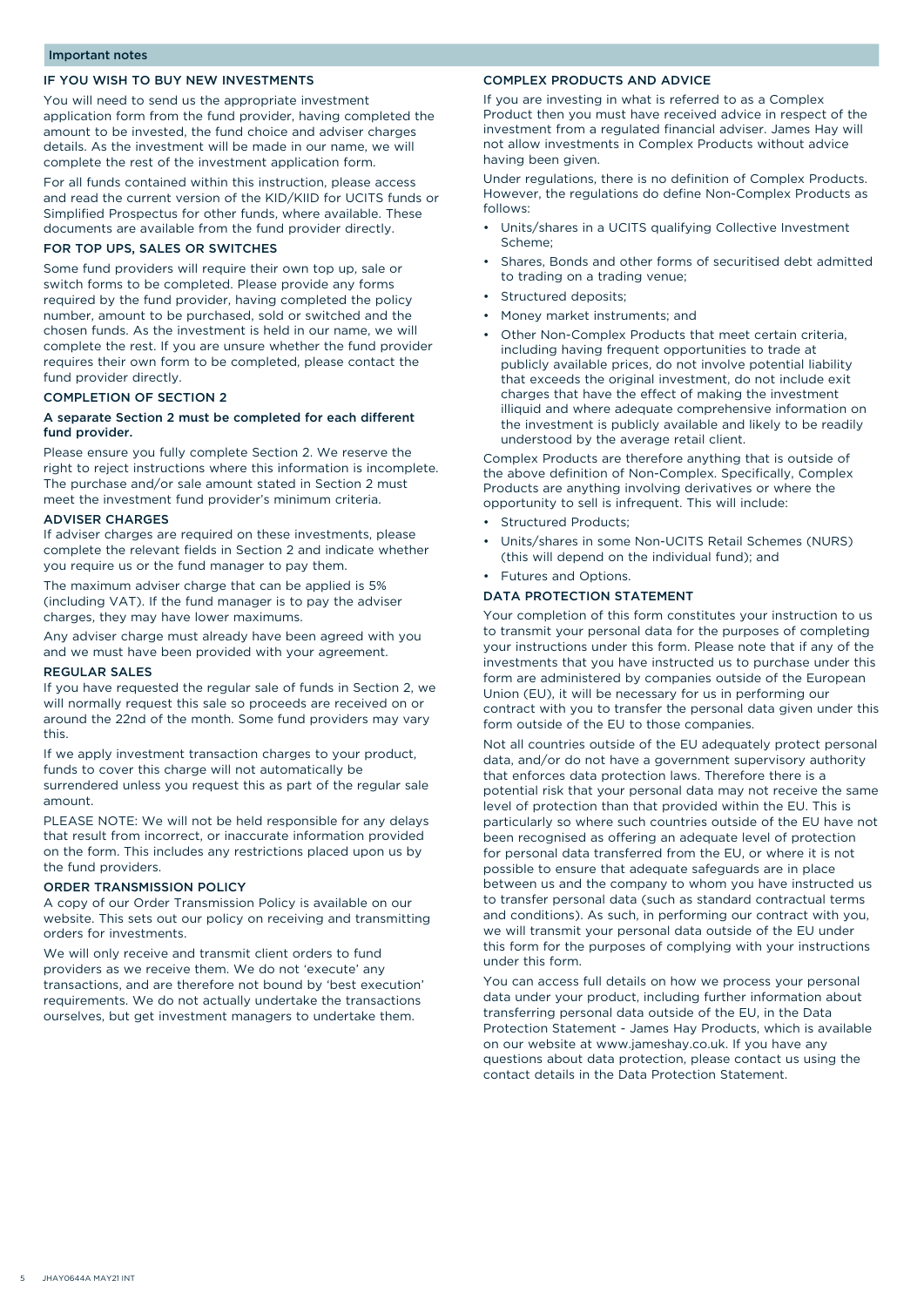## Important notes

### IF YOU WISH TO BUY NEW INVESTMENTS

You will need to send us the appropriate investment application form from the fund provider, having completed the amount to be invested, the fund choice and adviser charges details. As the investment will be made in our name, we will complete the rest of the investment application form.

For all funds contained within this instruction, please access and read the current version of the KID/KIID for UCITS funds or Simplified Prospectus for other funds, where available. These documents are available from the fund provider directly.

### FOR TOP UPS, SALES OR SWITCHES

Some fund providers will require their own top up, sale or switch forms to be completed. Please provide any forms required by the fund provider, having completed the policy number, amount to be purchased, sold or switched and the chosen funds. As the investment is held in our name, we will complete the rest. If you are unsure whether the fund provider requires their own form to be completed, please contact the fund provider directly.

### COMPLETION OF SECTION 2

**A separate Section 2 must be completed for each different fund provider.**

Please ensure you fully complete Section 2. We reserve the right to reject instructions where this information is incomplete. The purchase and/or sale amount stated in Section 2 must meet the investment fund provider's minimum criteria.

### ADVISER CHARGES

If adviser charges are required on these investments, please complete the relevant fields in Section 2 and indicate whether you require us or the fund manager to pay them.

The maximum adviser charge that can be applied is 5% (including VAT). If the fund manager is to pay the adviser charges, they may have lower maximums.

Any adviser charge must already have been agreed with you and we must have been provided with your agreement.

### REGULAR SALES

If you have requested the regular sale of funds in Section 2, we will normally request this sale so proceeds are received on or around the 22nd of the month. Some fund providers may vary this.

If we apply investment transaction charges to your product, funds to cover this charge will not automatically be surrendered unless you request this as part of the regular sale amount.

PLEASE NOTE: We will not be held responsible for any delays that result from incorrect, or inaccurate information provided on the form. This includes any restrictions placed upon us by the fund providers.

### ORDER TRANSMISSION POLICY

A copy of our Order Transmission Policy is available on our website. This sets out our policy on receiving and transmitting orders for investments.

We will only receive and transmit client orders to fund providers as we receive them. We do not 'execute' any transactions, and are therefore not bound by 'best execution' requirements. We do not actually undertake the transactions ourselves, but get investment managers to undertake them.

### COMPLEX PRODUCTS AND ADVICE

If you are investing in what is referred to as a Complex Product then you must have received advice in respect of the investment from a regulated financial adviser. James Hay will not allow investments in Complex Products without advice having been given.

Under regulations, there is no definition of Complex Products. However, the regulations do define Non-Complex Products as follows:

- Units/shares in a UCITS qualifying Collective Investment Scheme;
- Shares, Bonds and other forms of securitised debt admitted to trading on a trading venue;
- Structured deposits;
- Money market instruments; and
- Other Non-Complex Products that meet certain criteria, including having frequent opportunities to trade at publicly available prices, do not involve potential liability that exceeds the original investment, do not include exit charges that have the effect of making the investment illiquid and where adequate comprehensive information on the investment is publicly available and likely to be readily understood by the average retail client.

Complex Products are therefore anything that is outside of the above definition of Non-Complex. Specifically, Complex Products are anything involving derivatives or where the opportunity to sell is infrequent. This will include:

- Structured Products;
- Units/shares in some Non-UCITS Retail Schemes (NURS) (this will depend on the individual fund); and
- Futures and Options.

### DATA PROTECTION STATEMENT

Your completion of this form constitutes your instruction to us to transmit your personal data for the purposes of completing your instructions under this form. Please note that if any of the investments that you have instructed us to purchase under this form are administered by companies outside of the European Union (EU), it will be necessary for us in performing our contract with you to transfer the personal data given under this form outside of the EU to those companies.

Not all countries outside of the EU adequately protect personal data, and/or do not have a government supervisory authority that enforces data protection laws. Therefore there is a potential risk that your personal data may not receive the same level of protection than that provided within the EU. This is particularly so where such countries outside of the EU have not been recognised as offering an adequate level of protection for personal data transferred from the EU, or where it is not possible to ensure that adequate safeguards are in place between us and the company to whom you have instructed us to transfer personal data (such as standard contractual terms and conditions). As such, in performing our contract with you, we will transmit your personal data outside of the EU under this form for the purposes of complying with your instructions under this form.

You can access full details on how we process your personal data under your product, including further information about transferring personal data outside of the EU, in the Data Protection Statement - James Hay Products, which is available on our website at www.jameshay.co.uk. If you have any questions about data protection, please contact us using the contact details in the Data Protection Statement.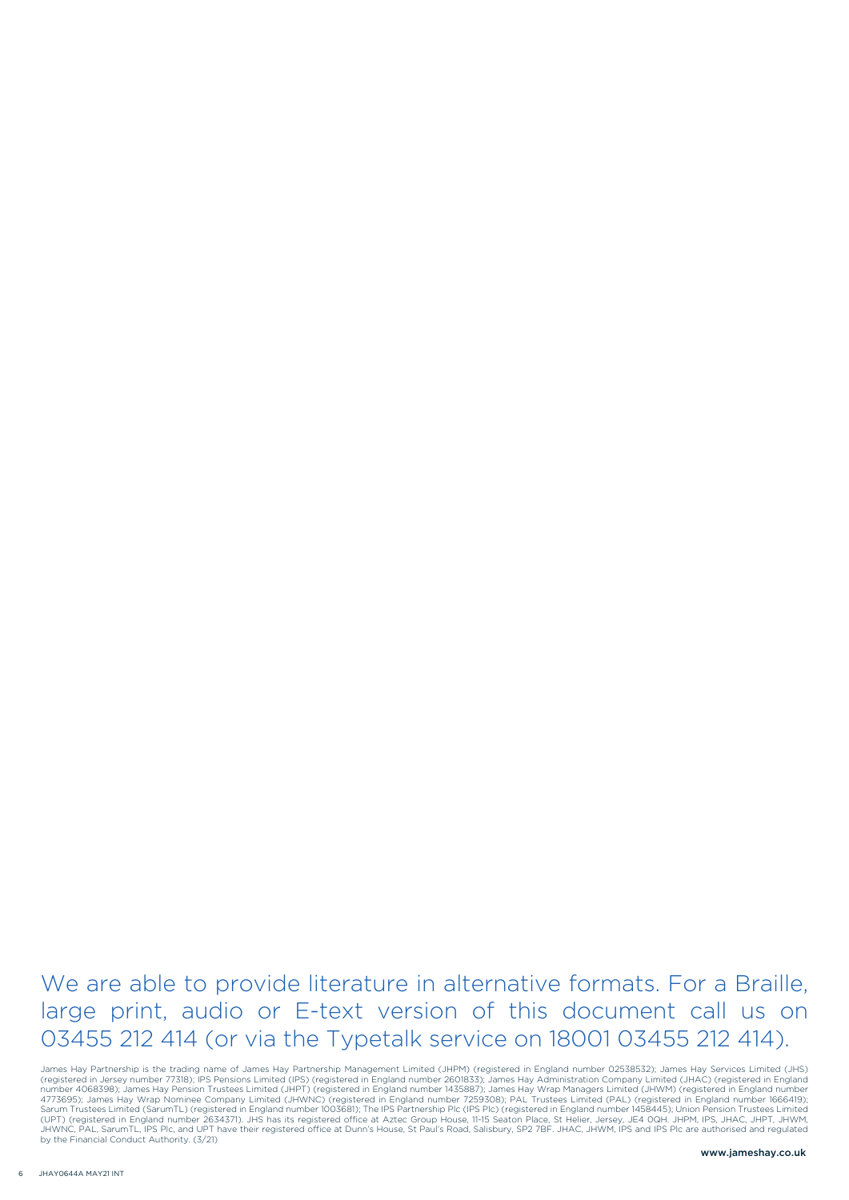We are able to provide literature in alternative formats. For a Braille, large print, audio or E-text version of this document call us on 03455 212 414 (or via the Typetalk service on 18001 03455 212 414).

James Hay Partnership is the trading name of James Hay Partnership Management Limited (JHPM) (registered in England number 02538532); James Hay Services Limited (JHS) (registered in Jersey number 77318); IPS Pensions Limited (IPS) (registered in England number 2601833); James Hay Administration Company Limited (JHAC) (registered in England number 4068398); James Hay Pension Trustees Limited (JHPT) (registered in England number 1435887); James Hay Wrap Managers Limited (JHWM) (registered in England number 4773695); James Hay Wrap Nominee Company Limited (JHWNC) (registered in England number 7259308); PAL Trustees Limited (PAL) (registered in England number 1666419); Sarum Trustees Limited (SarumTL) (registered in England number 1003681); The IPS Partnership Plc (IPS Plc) (registered in England number 1458445); Union Pension Trustees Limited (UPT) (registered in England number 2634371). JHS has its registered office at Aztec Group House, 11-15 Seaton Place, St Helier, Jersey, JE4 0QH. JHPM, IPS, JHAC, JHPT, JHWM, JHWNC, PAL, SarumTL, IPS Plc, and UPT have their registered office at Dunn's House, St Paul's Road, Salisbury, SP2 7BF. JHAC, JHWM, IPS and IPS Plc are authorised and regulated by the Financial Conduct Authority. (3/21)

www.jameshay.co.uk

JHAY0644A MAY21 INT